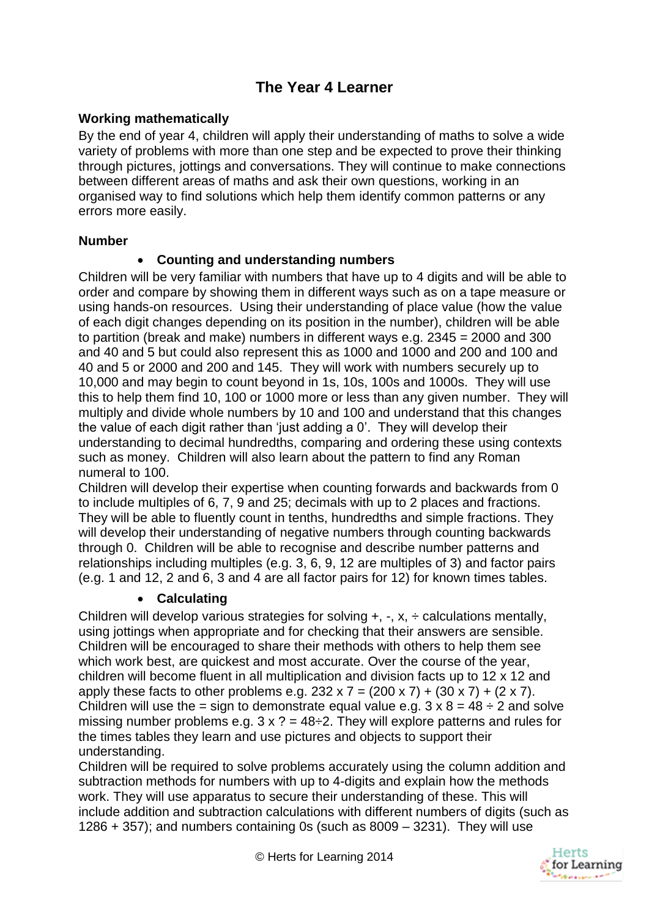# The Year 4 Learner

**Working mathematically**

By the end of year 4, children will apply their understanding of maths to solve a wide variety of problems with more than one step and be expected to prove their thinking through pictures, jottings and conversations. They will continue to make connections between different areas of maths and ask their own questions, working in an organised way to find solutions which help them identify common patterns or any errors more easily.

**Number**

- **Counting and understanding numbers**

Children will be very familiar with numbers that have up to 4 digits and will be able to order and compare by showing them in different ways such as on a tape measure or using hands-on resources. Using their understanding of place value (how the value of each digit changes depending on its position in the number), children will be able to partition (break and make) numbers in different ways e.g. 2345 = 2000 and 300 and 40 and 5 but could also represent this as 1000 and 1000 and 200 and 100 and 40 and 5 or 2000 and 200 and 145. They will work with numbers securely up to 10,000 and may begin to count beyond in 1s, 10s, 100s and 1000s. They will use this to help them find 10, 100 or 1000 more or less than any given number. They will multiply and divide whole numbers by 10 and 100 and understand that this changes the value of each digit rather than 'just adding a 0'. They will develop their understanding to decimal hundredths, comparing and ordering these using contexts such as money. Children will also learn about the pattern to find any Roman numeral to 100.

Children will develop their expertise when counting forwards and backwards from 0 to include multiples of 6, 7, 9 and 25; decimals with up to 2 places and fractions. They will be able to fluently count in tenths, hundredths and simple fractions. They will develop their understanding of negative numbers through counting backwards through 0. Children will be able to recognise and describe number patterns and relationships including multiples (e.g. 3, 6, 9, 12 are multiples of 3) and factor pairs (e.g. 1 and 12, 2 and 6, 3 and 4 are all factor pairs for 12) for known times tables.

- **Calculating**

Children will develop various strategies for solving +, -, x, ÷ calculations mentally, using jottings when appropriate and for checking that their answers are sensible. Children will be encouraged to share their methods with others to help them see which work best, are quickest and most accurate. Over the course of the year, children will become fluent in all multiplication and division facts up to 12 x 12 and apply these facts to other problems e.g. 232 x 7 = (200 x 7) + (30 x 7) + (2 x 7). Children will use the = sign to demonstrate equal value e.g. 3 x 8 = 48 ÷ 2 and solve missing number problems e.g. 3 x ? = 48÷2. They will explore patterns and rules for the times tables they learn and use pictures and objects to support their understanding.

Children will be required to solve problems accurately using the column addition and subtraction methods for numbers with up to 4-digits and explain how the methods work. They will use apparatus to secure their understanding of these. This will include addition and subtraction calculations with different numbers of digits (such as 1286 + 357); and numbers containing 0s (such as 8009 – 3231). They will use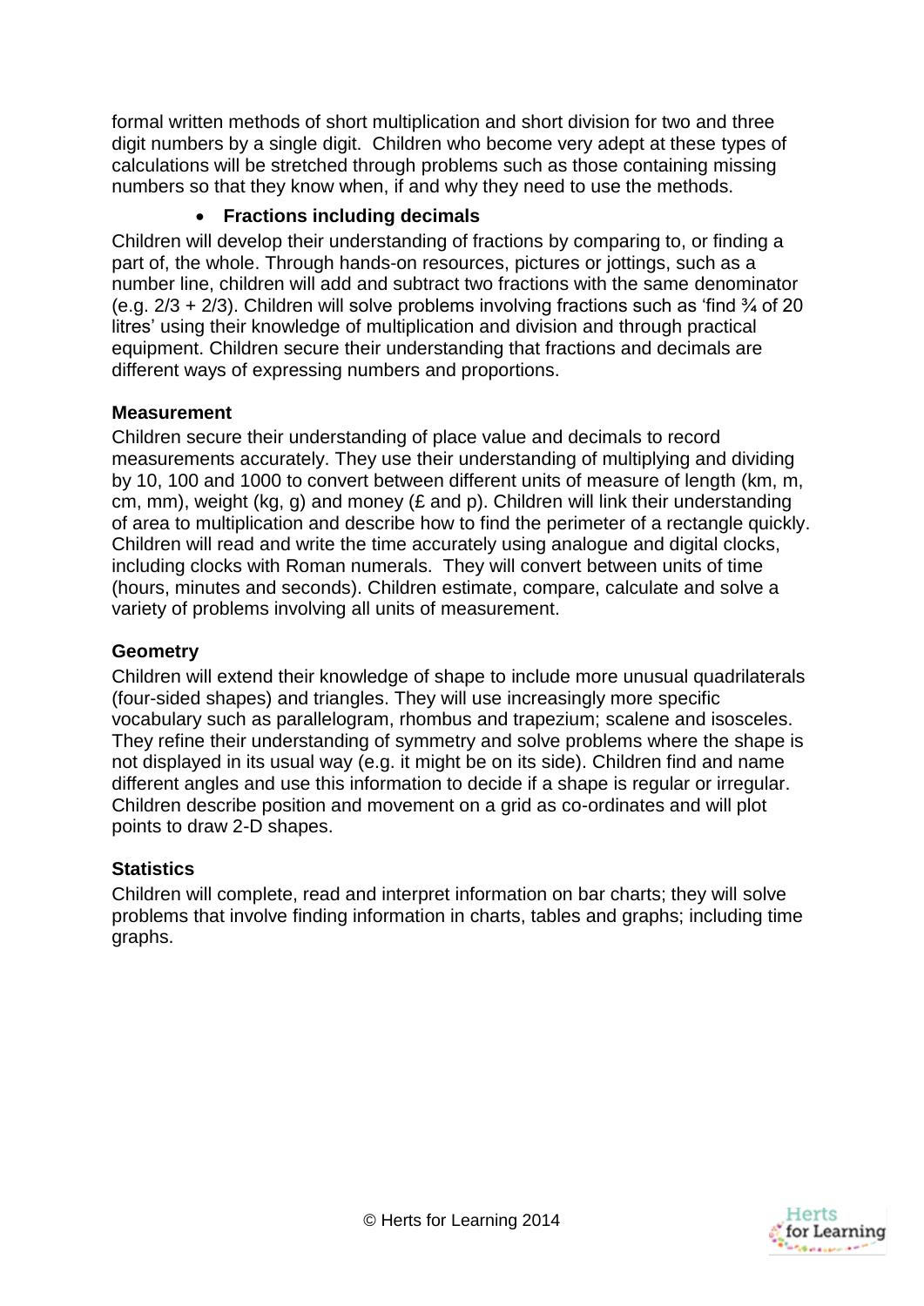formal written methods of short multiplication and short division for two and three digit numbers by a single digit. Children who become very adept at these types of calculations will be stretched through problems such as those containing missing numbers so that they know when, if and why they need to use the methods.

- **Fractions including decimals**

Children will develop their understanding of fractions by comparing to, or finding a part of, the whole. Through hands-on resources, pictures or jottings, such as a number line, children will add and subtract two fractions with the same denominator (e.g. 2/3 + 2/3). Children will solve problems involving fractions such as 'find ¾ of 20 litres' using their knowledge of multiplication and division and through practical equipment. Children secure their understanding that fractions and decimals are different ways of expressing numbers and proportions.

**Measurement**

Children secure their understanding of place value and decimals to record measurements accurately. They use their understanding of multiplying and dividing by 10, 100 and 1000 to convert between different units of measure of length (km, m, cm, mm), weight (kg, g) and money (£ and p). Children will link their understanding of area to multiplication and describe how to find the perimeter of a rectangle quickly. Children will read and write the time accurately using analogue and digital clocks, including clocks with Roman numerals. They will convert between units of time (hours, minutes and seconds). Children estimate, compare, calculate and solve a variety of problems involving all units of measurement.

**Geometry**

Children will extend their knowledge of shape to include more unusual quadrilaterals (four-sided shapes) and triangles. They will use increasingly more specific vocabulary such as parallelogram, rhombus and trapezium; scalene and isosceles. They refine their understanding of symmetry and solve problems where the shape is not displayed in its usual way (e.g. it might be on its side). Children find and name different angles and use this information to decide if a shape is regular or irregular. Children describe position and movement on a grid as co-ordinates and will plot points to draw 2-D shapes.

**Statistics**

Children will complete, read and interpret information on bar charts; they will solve problems that involve finding information in charts, tables and graphs; including time graphs.